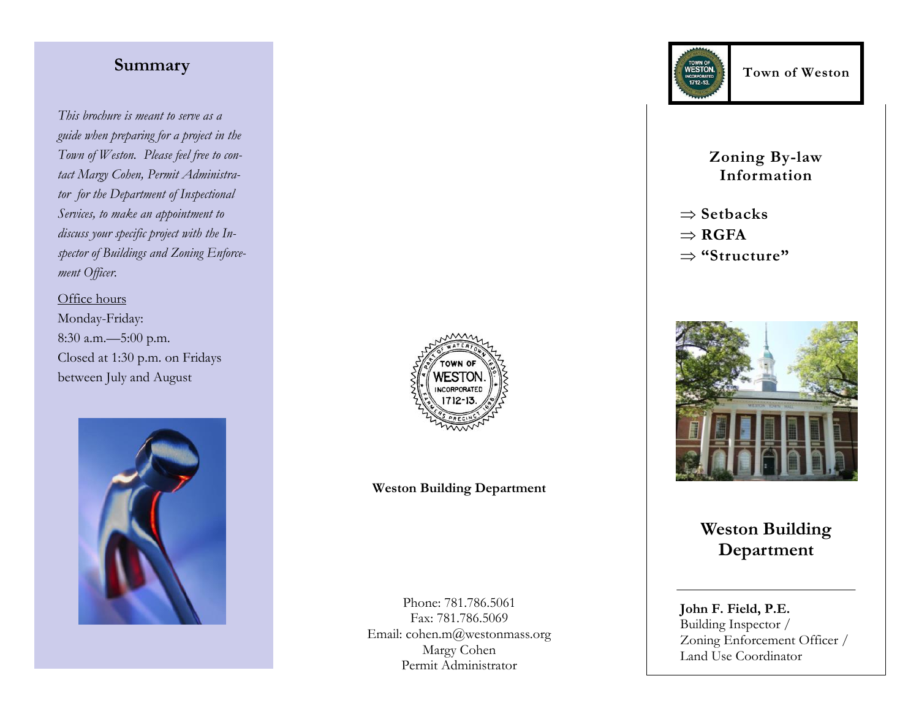## Summary

*This brochure is meant to serve as a guide when preparing for a project in the Town of Weston. Please feel free to contact Margy Cohen, Permit Administrator for the Department of Inspectional Services, to make an appointment to discuss your specific project with the Inspector of Buildings and Zoning Enforcement Officer.*

Office hours
Monday-Friday:
8:30 a.m.—5:00 p.m.
Closed at 1:30 p.m. on Fridays between July and August

**Weston Building Department**

Phone: 781.786.5061
Fax: 781.786.5069
Email: cohen.m@westonmass.org
Margy Cohen
Permit Administrator

**Town of Weston**

## Zoning By-law Information

⇒ **Setbacks**
⇒ **RGFA**
⇒ **“Structure”**

## Weston Building Department

**John F. Field, P.E.**
Building Inspector /
Zoning Enforcement Officer /
Land Use Coordinator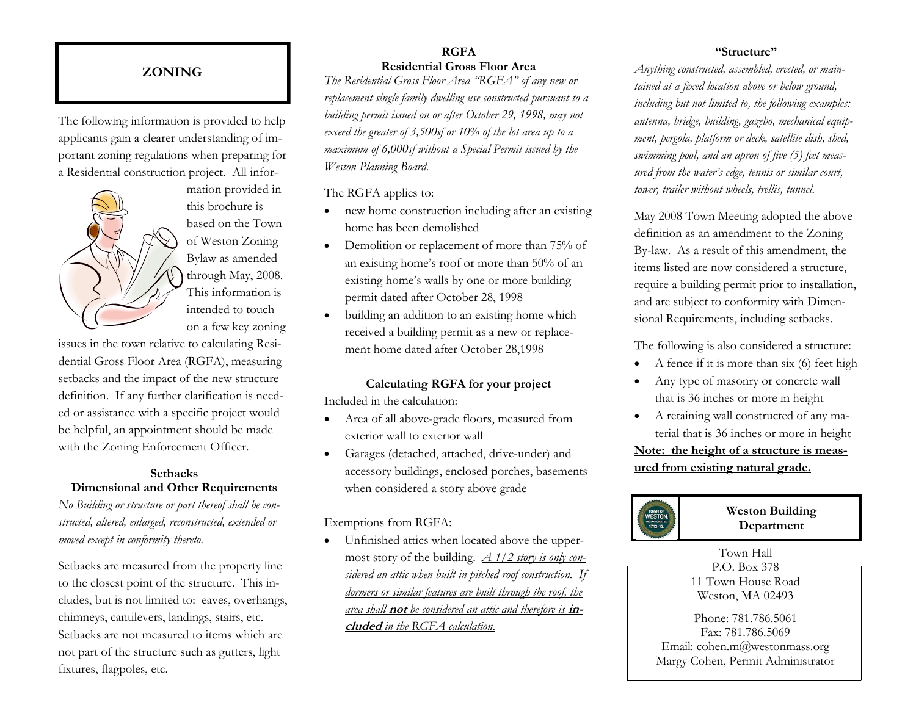# ZONING

The following information is provided to help applicants gain a clearer understanding of important zoning regulations when preparing for a Residential construction project. All information provided in this brochure is based on the Town of Weston Zoning Bylaw as amended through May, 2008. This information is intended to touch on a few key zoning issues in the town relative to calculating Residential Gross Floor Area (RGFA), measuring setbacks and the impact of the new structure definition. If any further clarification is needed or assistance with a specific project would be helpful, an appointment should be made with the Zoning Enforcement Officer.

## Setbacks
## Dimensional and Other Requirements

*No Building or structure or part thereof shall be constructed, altered, enlarged, reconstructed, extended or moved except in conformity thereto.*

Setbacks are measured from the property line to the closest point of the structure. This includes, but is not limited to: eaves, overhangs, chimneys, cantilevers, landings, stairs, etc. Setbacks are not measured to items which are not part of the structure such as gutters, light fixtures, flagpoles, etc.

## RGFA
## Residential Gross Floor Area

*The Residential Gross Floor Area "RGFA" of any new or replacement single family dwelling use constructed pursuant to a building permit issued on or after October 29, 1998, may not exceed the greater of 3,500sf or 10% of the lot area up to a maximum of 6,000sf without a Special Permit issued by the Weston Planning Board.*

The RGFA applies to:

- new home construction including after an existing home has been demolished
- Demolition or replacement of more than 75% of an existing home's roof or more than 50% of an existing home's walls by one or more building permit dated after October 28, 1998
- building an addition to an existing home which received a building permit as a new or replacement home dated after October 28,1998

### Calculating RGFA for your project

Included in the calculation:

- Area of all above-grade floors, measured from exterior wall to exterior wall
- Garages (detached, attached, drive-under) and accessory buildings, enclosed porches, basements when considered a story above grade

Exemptions from RGFA:

- Unfinished attics when located above the uppermost story of the building. *A 1/2 story is only considered an attic when built in pitched roof construction. If dormers or similar features are built through the roof, the area shall **not** be considered an attic and therefore is **included** in the RGFA calculation.*

## "Structure"

*Anything constructed, assembled, erected, or maintained at a fixed location above or below ground, including but not limited to, the following examples: antenna, bridge, building, gazebo, mechanical equipment, pergola, platform or deck, satellite dish, shed, swimming pool, and an apron of five (5) feet measured from the water's edge, tennis or similar court, tower, trailer without wheels, trellis, tunnel.*

May 2008 Town Meeting adopted the above definition as an amendment to the Zoning By-law. As a result of this amendment, the items listed are now considered a structure, require a building permit prior to installation, and are subject to conformity with Dimensional Requirements, including setbacks.

The following is also considered a structure:

- A fence if it is more than six (6) feet high
- Any type of masonry or concrete wall that is 36 inches or more in height
- A retaining wall constructed of any material that is 36 inches or more in height

**Note: the height of a structure is measured from existing natural grade.**

## Weston Building Department

Town Hall
P.O. Box 378
11 Town House Road
Weston, MA 02493

Phone: 781.786.5061
Fax: 781.786.5069
Email: cohen.m@westonmass.org
Margy Cohen, Permit Administrator